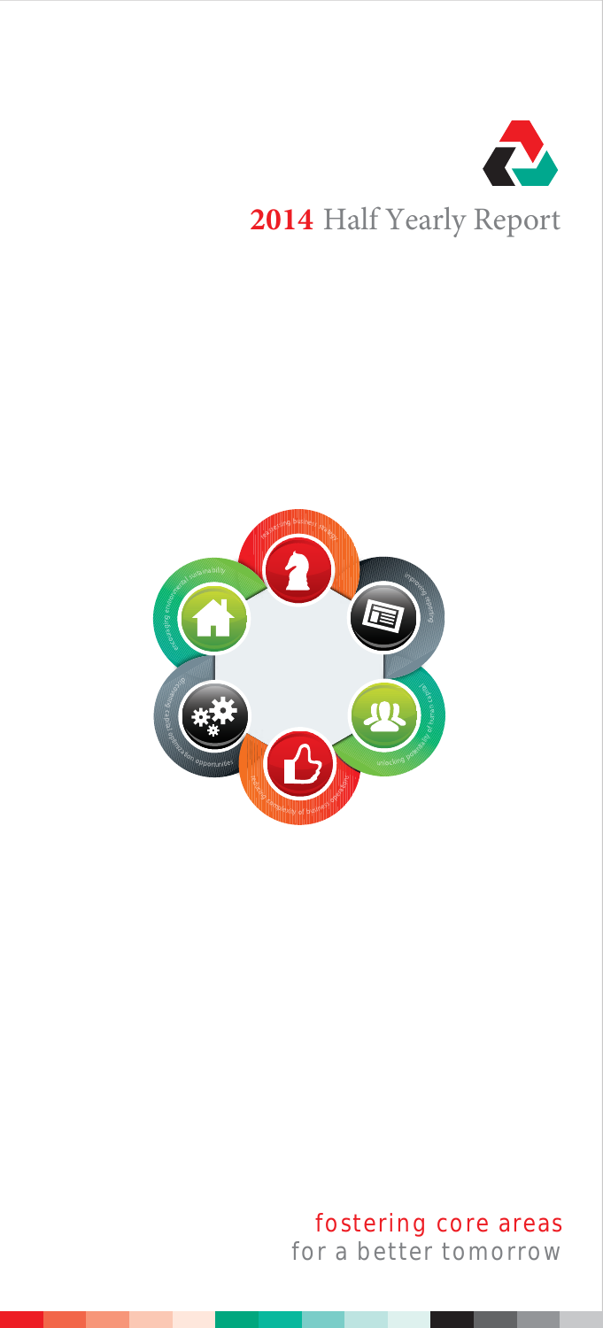# 2014 Half Yearly Report

fostering core areas
for a better tomorrow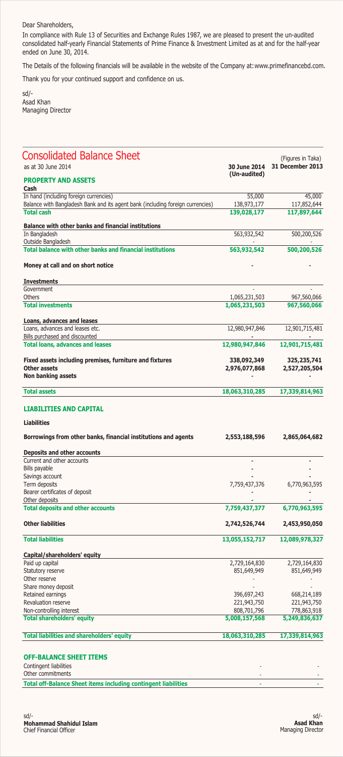Dear Shareholders,

In compliance with Rule 13 of Securities and Exchange Rules 1987, we are pleased to present the un-audited consolidated half-yearly Financial Statements of Prime Finance & Investment Limited as at and for the half-year ended on June 30, 2014.

The Details of the following financials will be available in the website of the Company at: www.primefinancebd.com.

Thank you for your continued support and confidence on us.

sd/-
Asad Khan
Managing Director

## Consolidated Balance Sheet

as at 30 June 2014

(Figures in Taka)

| | 30 June 2014 (Un-audited) | 31 December 2013 |
|---|---|---|
| **PROPERTY AND ASSETS** | | |
| **Cash** | | |
| In hand (including foreign currencies) | 55,000 | 45,000 |
| Balance with Bangladesh Bank and its agent bank (including foreign currencies) | 138,973,177 | 117,852,644 |
| **Total cash** | **139,028,177** | **117,897,644** |
| **Balance with other banks and financial institutions** | | |
| In Bangladesh | 563,932,542 | 500,200,526 |
| Outside Bangladesh | - | - |
| **Total balance with other banks and financial institutions** | **563,932,542** | **500,200,526** |
| **Money at call and on short notice** | **-** | **-** |
| **Investments** | | |
| Government | - | - |
| Others | 1,065,231,503 | 967,560,066 |
| **Total investments** | **1,065,231,503** | **967,560,066** |
| **Loans, advances and leases** | | |
| Loans, advances and leases etc. | 12,980,947,846 | 12,901,715,481 |
| Bills purchased and discounted | - | - |
| **Total loans, advances and leases** | **12,980,947,846** | **12,901,715,481** |
| **Fixed assets including premises, furniture and fixtures** | **338,092,349** | **325,235,741** |
| **Other assets** | **2,976,077,868** | **2,527,205,504** |
| **Non banking assets** | **-** | **-** |
| **Total assets** | **18,063,310,285** | **17,339,814,963** |
| **LIABILITIES AND CAPITAL** | | |
| **Liabilities** | | |
| **Borrowings from other banks, financial institutions and agents** | **2,553,188,596** | **2,865,064,682** |
| **Deposits and other accounts** | | |
| Current and other accounts | - | - |
| Bills payable | - | - |
| Savings account | - | - |
| Term deposits | 7,759,437,376 | 6,770,963,595 |
| Bearer certificates of deposit | - | - |
| Other deposits | - | - |
| **Total deposits and other accounts** | **7,759,437,377** | **6,770,963,595** |
| **Other liabilities** | **2,742,526,744** | **2,453,950,050** |
| **Total liabilities** | **13,055,152,717** | **12,089,978,327** |
| **Capital/shareholders' equity** | | |
| Paid up capital | 2,729,164,830 | 2,729,164,830 |
| Statutory reserve | 851,649,949 | 851,649,949 |
| Other reserve | - | - |
| Share money deposit | - | - |
| Retained earnings | 396,697,243 | 668,214,189 |
| Revaluation reserve | 221,943,750 | 221,943,750 |
| Non-controlling interest | 808,701,796 | 778,863,918 |
| **Total shareholders' equity** | **5,008,157,568** | **5,249,836,637** |
| **Total liabilities and shareholders' equity** | **18,063,310,285** | **17,339,814,963** |
| **OFF-BALANCE SHEET ITEMS** | | |
| Contingent liabilities | - | - |
| Other commitments | - | - |
| **Total off-Balance Sheet items including contingent liabilities** | - | - |

sd/-
**Mohammad Shahidul Islam**
Chief Financial Officer

sd/-
**Asad Khan**
Managing Director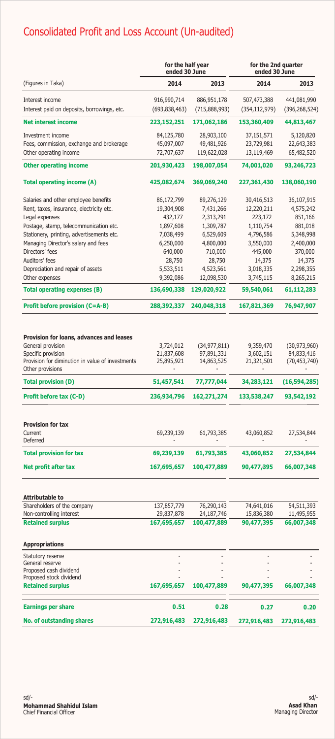# Consolidated Profit and Loss Account (Un-audited)

| (Figures in Taka) | for the half year ended 30 June | | for the 2nd quarter ended 30 June | |
|---|---|---|---|---|
| | **2014** | **2013** | **2014** | **2013** |
| Interest income | 916,990,714 | 886,951,178 | 507,473,388 | 441,081,990 |
| Interest paid on deposits, borrowings, etc. | (693,838,463) | (715,888,993) | (354,112,979) | (396,268,524) |
| **Net interest income** | **223,152,251** | **171,062,186** | **153,360,409** | **44,813,467** |
| Investment income | 84,125,780 | 28,903,100 | 37,151,571 | 5,120,820 |
| Fees, commission, exchange and brokerage | 45,097,007 | 49,481,926 | 23,729,981 | 22,643,383 |
| Other operating income | 72,707,637 | 119,622,028 | 13,119,469 | 65,482,520 |
| **Other operating income** | **201,930,423** | **198,007,054** | **74,001,020** | **93,246,723** |
| **Total operating income (A)** | **425,082,674** | **369,069,240** | **227,361,430** | **138,060,190** |
| Salaries and other employee benefits | 86,172,799 | 89,276,129 | 30,416,513 | 36,107,915 |
| Rent, taxes, insurance, electricity etc. | 19,304,908 | 7,431,266 | 12,220,211 | 4,575,242 |
| Legal expenses | 432,177 | 2,313,291 | 223,172 | 851,166 |
| Postage, stamp, telecommunication etc. | 1,897,608 | 1,309,787 | 1,110,754 | 881,018 |
| Stationery, printing, advertisements etc. | 7,038,499 | 6,529,609 | 4,796,586 | 5,348,998 |
| Managing Director's salary and fees | 6,250,000 | 4,800,000 | 3,550,000 | 2,400,000 |
| Directors' fees | 640,000 | 710,000 | 445,000 | 370,000 |
| Auditors' fees | 28,750 | 28,750 | 14,375 | 14,375 |
| Depreciation and repair of assets | 5,533,511 | 4,523,561 | 3,018,335 | 2,298,355 |
| Other expenses | 9,392,086 | 12,098,530 | 3,745,115 | 8,265,215 |
| **Total operating expenses (B)** | **136,690,338** | **129,020,922** | **59,540,061** | **61,112,283** |
| **Profit before provision (C=A-B)** | **288,392,337** | **240,048,318** | **167,821,369** | **76,947,907** |
| **Provision for loans, advances and leases** | | | | |
| General provision | 3,724,012 | (34,977,811) | 9,359,470 | (30,973,960) |
| Specific provision | 21,837,608 | 97,891,331 | 3,602,151 | 84,833,416 |
| Provision for diminution in value of investments | 25,895,921 | 14,863,525 | 21,321,501 | (70,453,740) |
| Other provisions | - | - | - | - |
| **Total provision (D)** | **51,457,541** | **77,777,044** | **34,283,121** | **(16,594,285)** |
| **Profit before tax (C-D)** | **236,934,796** | **162,271,274** | **133,538,247** | **93,542,192** |
| **Provision for tax** | | | | |
| Current | 69,239,139 | 61,793,385 | 43,060,852 | 27,534,844 |
| Deferred | - | - | - | - |
| **Total provision for tax** | **69,239,139** | **61,793,385** | **43,060,852** | **27,534,844** |
| **Net profit after tax** | **167,695,657** | **100,477,889** | **90,477,395** | **66,007,348** |
| **Attributable to** | | | | |
| Shareholders of the company | 137,857,779 | 76,290,143 | 74,641,016 | 54,511,393 |
| Non-controlling interest | 29,837,878 | 24,187,746 | 15,836,380 | 11,495,955 |
| **Retained surplus** | **167,695,657** | **100,477,889** | **90,477,395** | **66,007,348** |
| **Appropriations** | | | | |
| Statutory reserve | - | - | - | - |
| General reserve | - | - | - | - |
| Proposed cash dividend | - | - | - | - |
| Proposed stock dividend | - | - | - | - |
| **Retained surplus** | **167,695,657** | **100,477,889** | **90,477,395** | **66,007,348** |
| **Earnings per share** | **0.51** | **0.28** | **0.27** | **0.20** |
| **No. of outstanding shares** | **272,916,483** | **272,916,483** | **272,916,483** | **272,916,483** |

sd/-
**Mohammad Shahidul Islam**
Chief Financial Officer

sd/-
**Asad Khan**
Managing Director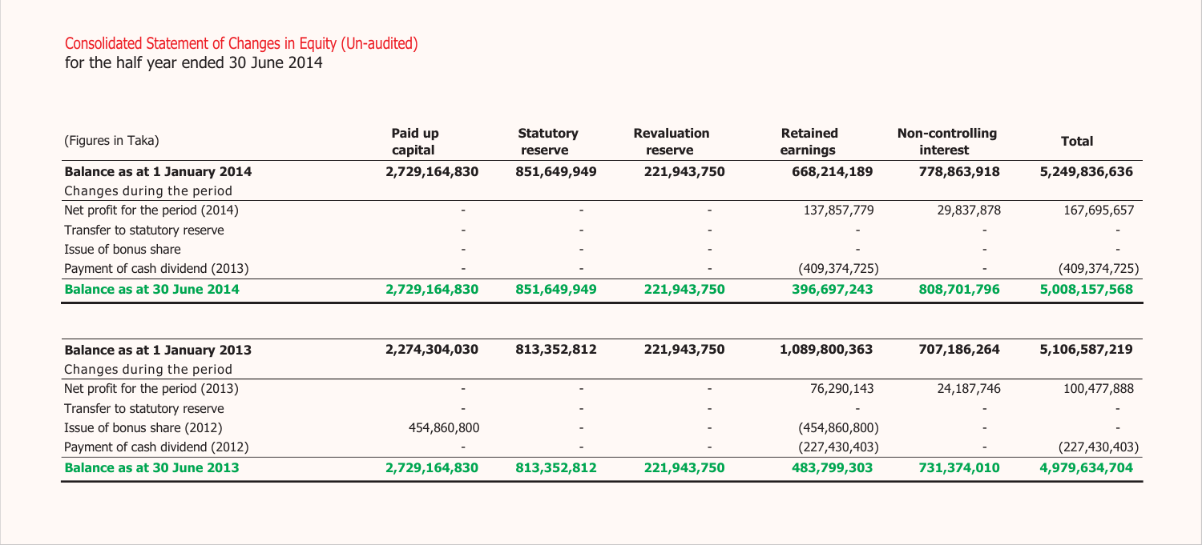## Consolidated Statement of Changes in Equity (Un-audited)

for the half year ended 30 June 2014

| (Figures in Taka) | Paid up capital | Statutory reserve | Revaluation reserve | Retained earnings | Non-controlling interest | Total |
|---|---|---|---|---|---|---|
| **Balance as at 1 January 2014** | **2,729,164,830** | **851,649,949** | **221,943,750** | **668,214,189** | **778,863,918** | **5,249,836,636** |
| Changes during the period | | | | | | |
| Net profit for the period (2014) | - | - | - | 137,857,779 | 29,837,878 | 167,695,657 |
| Transfer to statutory reserve | - | - | - | - | - | - |
| Issue of bonus share | - | - | - | - | - | - |
| Payment of cash dividend (2013) | - | - | - | (409,374,725) | - | (409,374,725) |
| **Balance as at 30 June 2014** | **2,729,164,830** | **851,649,949** | **221,943,750** | **396,697,243** | **808,701,796** | **5,008,157,568** |
| | | | | | | |
| **Balance as at 1 January 2013** | **2,274,304,030** | **813,352,812** | **221,943,750** | **1,089,800,363** | **707,186,264** | **5,106,587,219** |
| Changes during the period | | | | | | |
| Net profit for the period (2013) | - | - | - | 76,290,143 | 24,187,746 | 100,477,888 |
| Transfer to statutory reserve | - | - | - | - | - | - |
| Issue of bonus share (2012) | 454,860,800 | - | - | (454,860,800) | - | - |
| Payment of cash dividend (2012) | - | - | - | (227,430,403) | - | (227,430,403) |
| **Balance as at 30 June 2013** | **2,729,164,830** | **813,352,812** | **221,943,750** | **483,799,303** | **731,374,010** | **4,979,634,704** |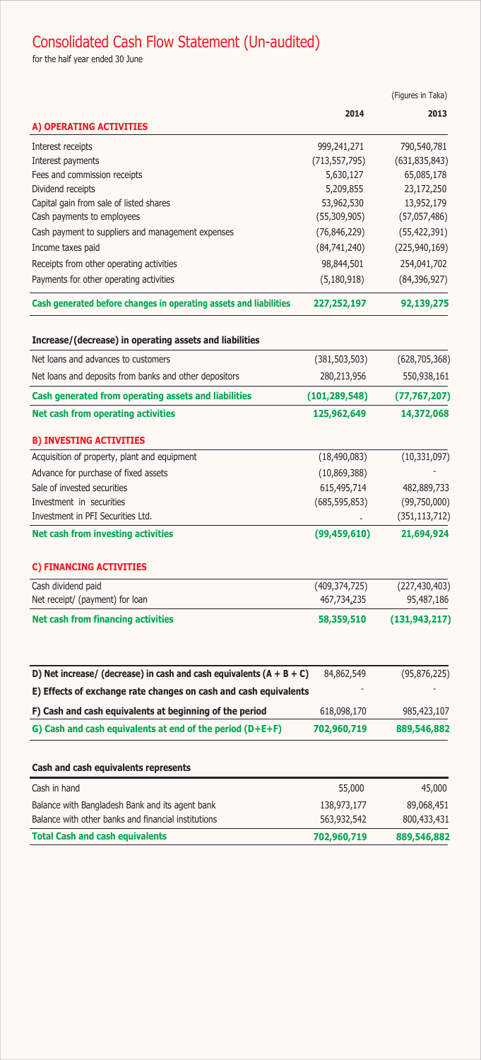# Consolidated Cash Flow Statement (Un-audited)

for the half year ended 30 June

(Figures in Taka)

| | 2014 | 2013 |
|---|---|---|
| **A) OPERATING ACTIVITIES** | | |
| Interest receipts | 999,241,271 | 790,540,781 |
| Interest payments | (713,557,795) | (631,835,843) |
| Fees and commission receipts | 5,630,127 | 65,085,178 |
| Dividend receipts | 5,209,855 | 23,172,250 |
| Capital gain from sale of listed shares | 53,962,530 | 13,952,179 |
| Cash payments to employees | (55,309,905) | (57,057,486) |
| Cash payment to suppliers and management expenses | (76,846,229) | (55,422,391) |
| Income taxes paid | (84,741,240) | (225,940,169) |
| Receipts from other operating activities | 98,844,501 | 254,041,702 |
| Payments for other operating activities | (5,180,918) | (84,396,927) |
| **Cash generated before changes in operating assets and liabilities** | **227,252,197** | **92,139,275** |
| **Increase/(decrease) in operating assets and liabilities** | | |
| Net loans and advances to customers | (381,503,503) | (628,705,368) |
| Net loans and deposits from banks and other depositors | 280,213,956 | 550,938,161 |
| **Cash generated from operating assets and liabilities** | **(101,289,548)** | **(77,767,207)** |
| **Net cash from operating activities** | **125,962,649** | **14,372,068** |
| **B) INVESTING ACTIVITIES** | | |
| Acquisition of property, plant and equipment | (18,490,083) | (10,331,097) |
| Advance for purchase of fixed assets | (10,869,388) | - |
| Sale of invested securities | 615,495,714 | 482,889,733 |
| Investment in securities | (685,595,853) | (99,750,000) |
| Investment in PFI Securities Ltd. | - | (351,113,712) |
| **Net cash from investing activities** | **(99,459,610)** | **21,694,924** |
| **C) FINANCING ACTIVITIES** | | |
| Cash dividend paid | (409,374,725) | (227,430,403) |
| Net receipt/ (payment) for loan | 467,734,235 | 95,487,186 |
| **Net cash from financing activities** | **58,359,510** | **(131,943,217)** |
| **D) Net increase/ (decrease) in cash and cash equivalents (A + B + C)** | 84,862,549 | (95,876,225) |
| **E) Effects of exchange rate changes on cash and cash equivalents** | - | - |
| **F) Cash and cash equivalents at beginning of the period** | 618,098,170 | 985,423,107 |
| **G) Cash and cash equivalents at end of the period (D+E+F)** | **702,960,719** | **889,546,882** |

**Cash and cash equivalents represents**

| | 2014 | 2013 |
|---|---|---|
| Cash in hand | 55,000 | 45,000 |
| Balance with Bangladesh Bank and its agent bank | 138,973,177 | 89,068,451 |
| Balance with other banks and financial institutions | 563,932,542 | 800,433,431 |
| **Total Cash and cash equivalents** | **702,960,719** | **889,546,882** |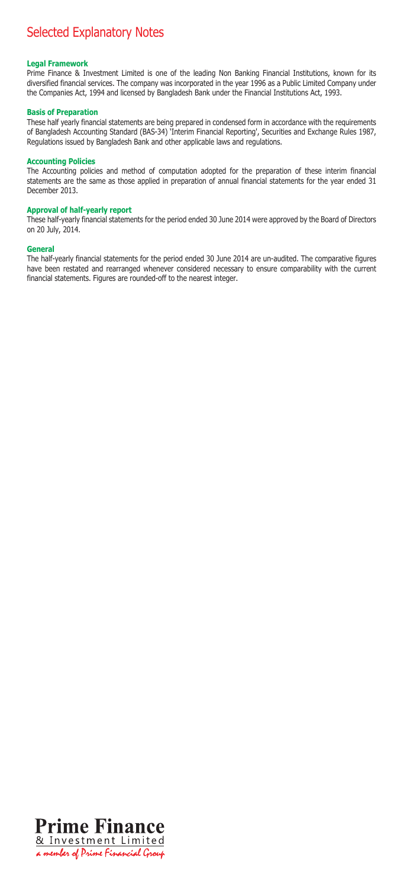# Selected Explanatory Notes

### Legal Framework

Prime Finance & Investment Limited is one of the leading Non Banking Financial Institutions, known for its diversified financial services. The company was incorporated in the year 1996 as a Public Limited Company under the Companies Act, 1994 and licensed by Bangladesh Bank under the Financial Institutions Act, 1993.

### Basis of Preparation

These half yearly financial statements are being prepared in condensed form in accordance with the requirements of Bangladesh Accounting Standard (BAS-34) 'Interim Financial Reporting', Securities and Exchange Rules 1987, Regulations issued by Bangladesh Bank and other applicable laws and regulations.

### Accounting Policies

The Accounting policies and method of computation adopted for the preparation of these interim financial statements are the same as those applied in preparation of annual financial statements for the year ended 31 December 2013.

### Approval of half-yearly report

These half-yearly financial statements for the period ended 30 June 2014 were approved by the Board of Directors on 20 July, 2014.

### General

The half-yearly financial statements for the period ended 30 June 2014 are un-audited. The comparative figures have been restated and rearranged whenever considered necessary to ensure comparability with the current financial statements. Figures are rounded-off to the nearest integer.

**Prime Finance**
& Investment Limited
*a member of Prime Financial Group*